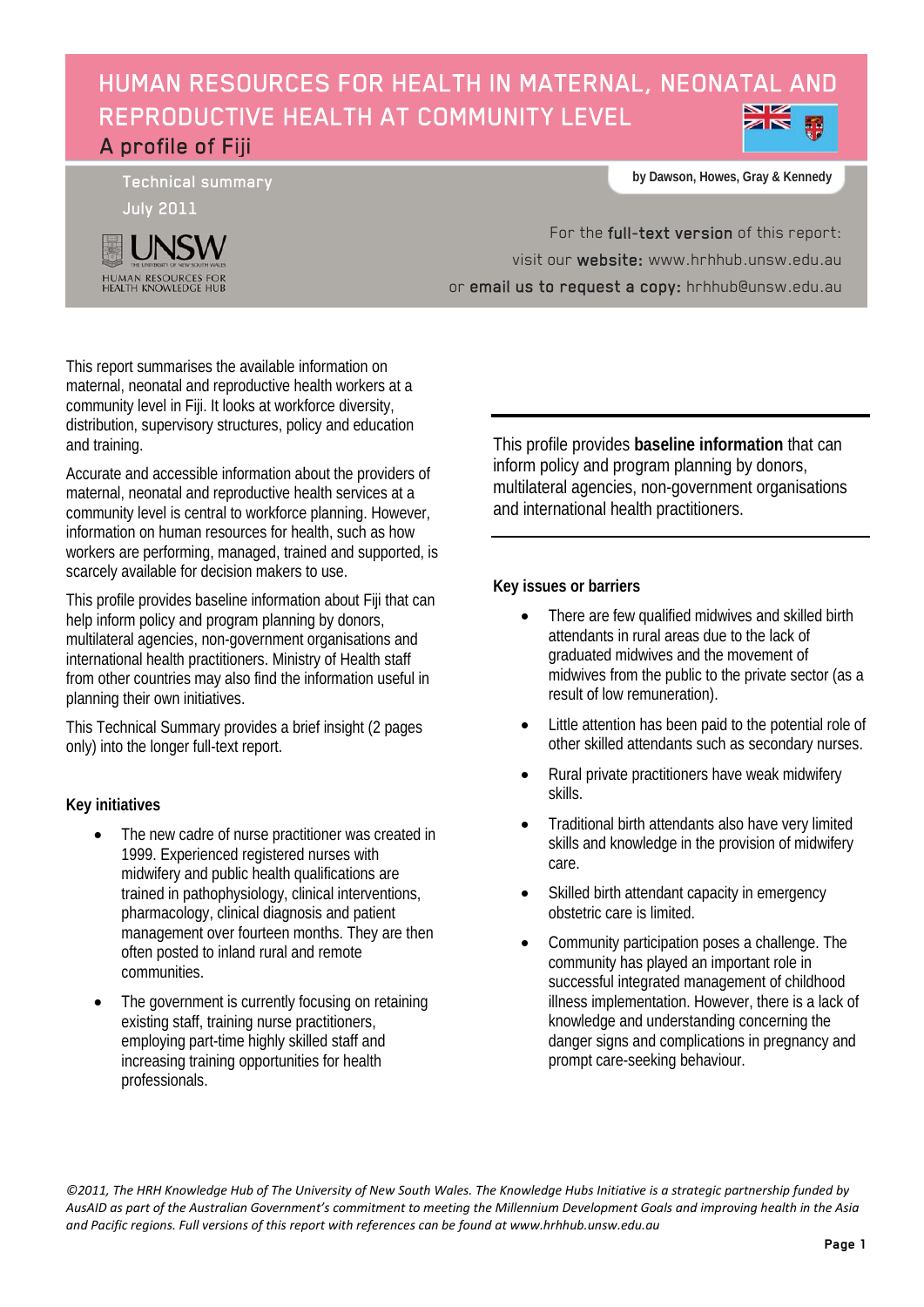# HUMAN RESOURCES FOR HEALTH IN MATERNAL, NEONATAL AND REPRODUCTIVE HEALTH AT COMMUNITY LEVEL

## A profile of Fiji

Technical summary
July 2011

**by Dawson, Howes, Gray & Kennedy**

UNSW
HUMAN RESOURCES FOR HEALTH KNOWLEDGE HUB

For the **full-text version** of this report:
visit our **website:** www.hrhhub.unsw.edu.au
or **email us to request a copy:** hrhhub@unsw.edu.au

This report summarises the available information on maternal, neonatal and reproductive health workers at a community level in Fiji. It looks at workforce diversity, distribution, supervisory structures, policy and education and training.

Accurate and accessible information about the providers of maternal, neonatal and reproductive health services at a community level is central to workforce planning. However, information on human resources for health, such as how workers are performing, managed, trained and supported, is scarcely available for decision makers to use.

This profile provides baseline information about Fiji that can help inform policy and program planning by donors, multilateral agencies, non-government organisations and international health practitioners. Ministry of Health staff from other countries may also find the information useful in planning their own initiatives.

This Technical Summary provides a brief insight (2 pages only) into the longer full-text report.

### Key initiatives

- The new cadre of nurse practitioner was created in 1999. Experienced registered nurses with midwifery and public health qualifications are trained in pathophysiology, clinical interventions, pharmacology, clinical diagnosis and patient management over fourteen months. They are then often posted to inland rural and remote communities.
- The government is currently focusing on retaining existing staff, training nurse practitioners, employing part-time highly skilled staff and increasing training opportunities for health professionals.

This profile provides **baseline information** that can inform policy and program planning by donors, multilateral agencies, non-government organisations and international health practitioners.

### Key issues or barriers

- There are few qualified midwives and skilled birth attendants in rural areas due to the lack of graduated midwives and the movement of midwives from the public to the private sector (as a result of low remuneration).
- Little attention has been paid to the potential role of other skilled attendants such as secondary nurses.
- Rural private practitioners have weak midwifery skills.
- Traditional birth attendants also have very limited skills and knowledge in the provision of midwifery care.
- Skilled birth attendant capacity in emergency obstetric care is limited.
- Community participation poses a challenge. The community has played an important role in successful integrated management of childhood illness implementation. However, there is a lack of knowledge and understanding concerning the danger signs and complications in pregnancy and prompt care-seeking behaviour.

*©2011, The HRH Knowledge Hub of The University of New South Wales. The Knowledge Hubs Initiative is a strategic partnership funded by AusAID as part of the Australian Government's commitment to meeting the Millennium Development Goals and improving health in the Asia and Pacific regions. Full versions of this report with references can be found at www.hrhhub.unsw.edu.au*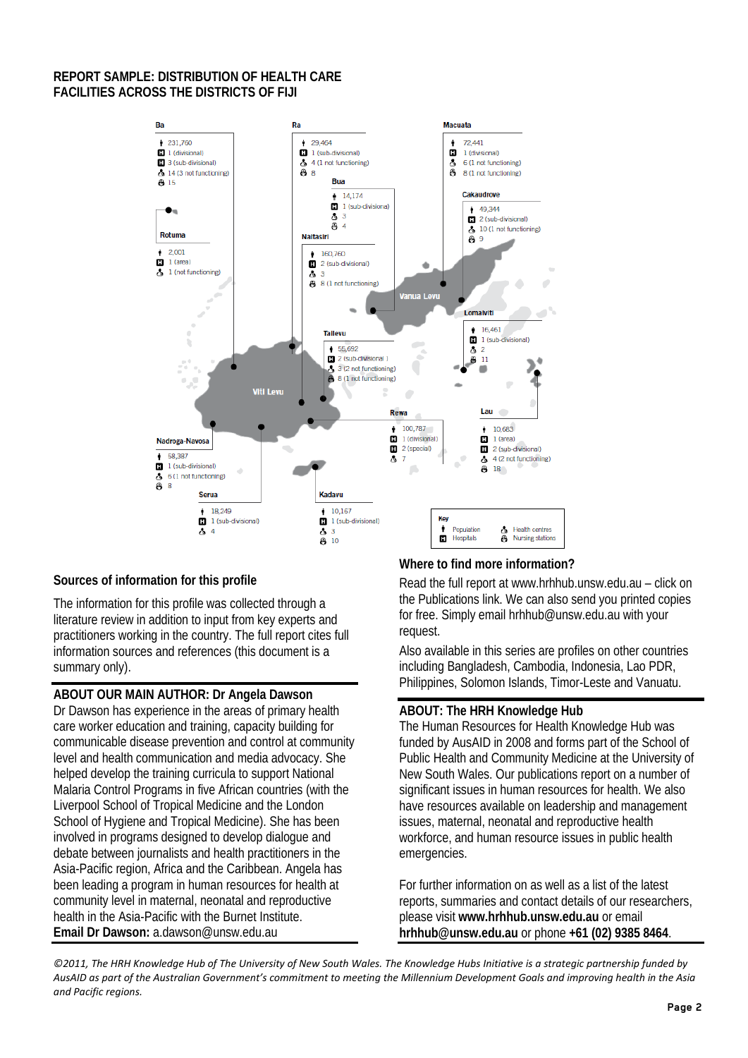## REPORT SAMPLE: DISTRIBUTION OF HEALTH CARE FACILITIES ACROSS THE DISTRICTS OF FIJI

Ba
231,760
1 (divisional)
3 (sub-divisional)
14 (3 not functioning)
15

Ra
29,464
1 (sub-divisional)
4 (1 not functioning)
8

Macuata
72,441
1 (divisional)
6 (1 not functioning)
8 (1 not functioning)

Bua
14,174
1 (sub-divisional)
3
4

Cakaudrove
49,344
2 (sub-divisional)
10 (1 not functioning)
9

Rotuma
2,001
1 (area)
1 (not functioning)

Naitasiri
160,760
2 (sub-divisional)
3
8 (1 not functioning)

Vanua Levu

Lomaiviti
16,461
1 (sub-divisional)
2
11

Tailevu
55,692
2 (sub-divisional)
3 (2 not functioning)
8 (1 not functioning)

Viti Levu

Rewa
100,787
1 (divisional)
2 (special)
7

Lau
10,683
1 (area)
2 (sub-divisional)
4 (2 not functioning)
18

Nadroga-Navosa
58,387
1 (sub-divisional)
6 (1 not functioning)
8

Serua
18,249
1 (sub-divisional)
4

Kadavu
10,167
1 (sub-divisional)
3
10

Key
Population
Hospitals
Health centres
Nursing stations

### Sources of information for this profile

The information for this profile was collected through a literature review in addition to input from key experts and practitioners working in the country. The full report cites full information sources and references (this document is a summary only).

### ABOUT OUR MAIN AUTHOR: Dr Angela Dawson

Dr Dawson has experience in the areas of primary health care worker education and training, capacity building for communicable disease prevention and control at community level and health communication and media advocacy. She helped develop the training curricula to support National Malaria Control Programs in five African countries (with the Liverpool School of Tropical Medicine and the London School of Hygiene and Tropical Medicine). She has been involved in programs designed to develop dialogue and debate between journalists and health practitioners in the Asia-Pacific region, Africa and the Caribbean. Angela has been leading a program in human resources for health at community level in maternal, neonatal and reproductive health in the Asia-Pacific with the Burnet Institute.
**Email Dr Dawson:** a.dawson@unsw.edu.au

### Where to find more information?

Read the full report at www.hrhhub.unsw.edu.au – click on the Publications link. We can also send you printed copies for free. Simply email hrhhub@unsw.edu.au with your request.

Also available in this series are profiles on other countries including Bangladesh, Cambodia, Indonesia, Lao PDR, Philippines, Solomon Islands, Timor-Leste and Vanuatu.

### ABOUT: The HRH Knowledge Hub

The Human Resources for Health Knowledge Hub was funded by AusAID in 2008 and forms part of the School of Public Health and Community Medicine at the University of New South Wales. Our publications report on a number of significant issues in human resources for health. We also have resources available on leadership and management issues, maternal, neonatal and reproductive health workforce, and human resource issues in public health emergencies.

For further information on as well as a list of the latest reports, summaries and contact details of our researchers, please visit **www.hrhhub.unsw.edu.au** or email **hrhhub@unsw.edu.au** or phone **+61 (02) 9385 8464**.

*©2011, The HRH Knowledge Hub of The University of New South Wales. The Knowledge Hubs Initiative is a strategic partnership funded by AusAID as part of the Australian Government's commitment to meeting the Millennium Development Goals and improving health in the Asia and Pacific regions.*